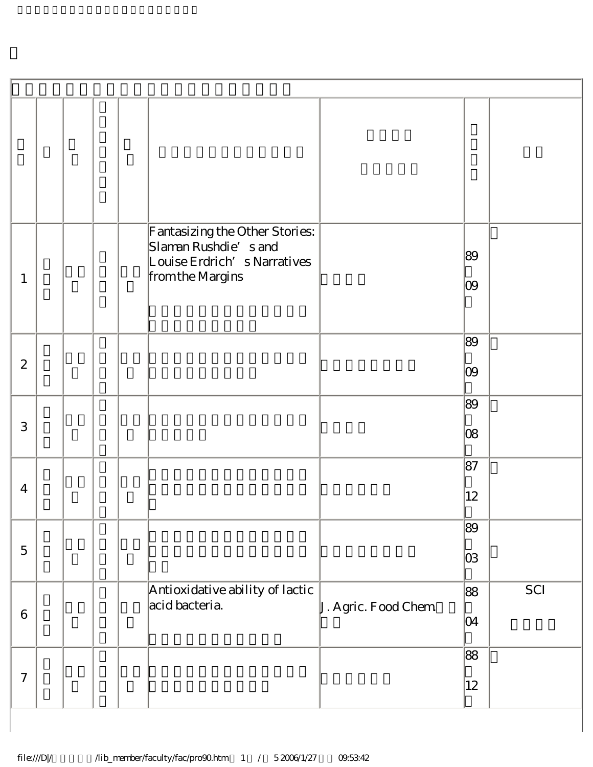| | | | | | | | | |
|---|---|---|---|---|---|---|---|---|
| 1 | | | | | Fantasizing the Other Stories: Slaman Rushdie’s and Louise Erdrich’s Narratives from the Margins | | 89 09 | |
| 2 | | | | | | | 89 09 | |
| 3 | | | | | | | 89 08 | |
| 4 | | | | | | | 87 12 | |
| 5 | | | | | | | 89 03 | |
| 6 | | | | | Antioxidative ability of lactic acid bacteria. | J. Agric. Food Chem. | 88 04 | SCI |
| 7 | | | | | | | 88 12 | |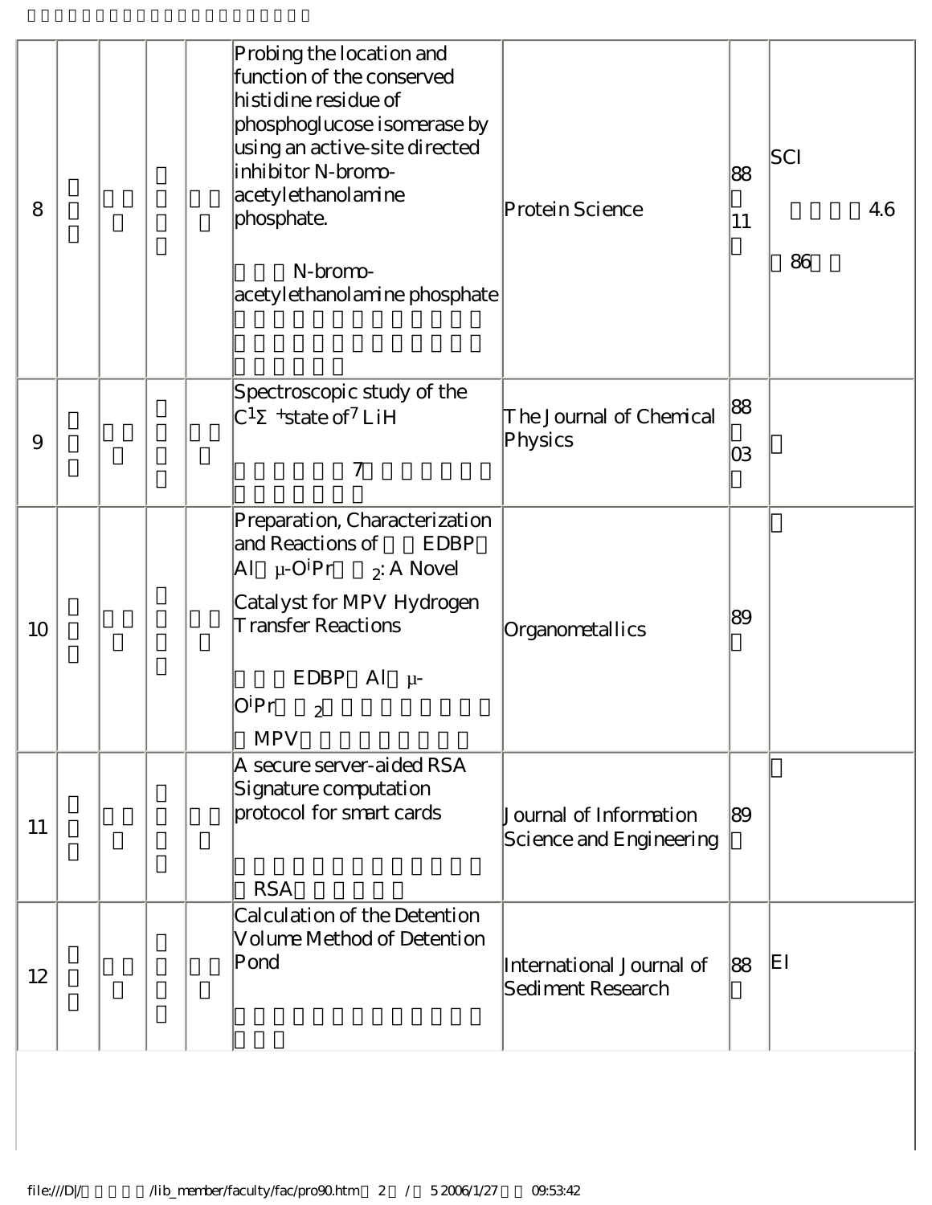| 8 | | | | | Probing the location and function of the conserved histidine residue of phosphoglucose isomerase by using an active-site directed inhibitor N-bromo-acetylethanolamine phosphate.<br><br>N-bromo-acetylethanolamine phosphate | Protein Science | 88<br>11 | SCI<br>4.6<br>86 |
|---|---|---|---|---|---|---|---|---|
| 9 | | | | | Spectroscopic study of the $C^1\Sigma^+$ state of $^7$LiH<br><br>7 | The Journal of Chemical Physics | 88<br>03 | |
| 10 | | | | | Preparation, Characterization and Reactions of EDBP Al μ-O$^i$Pr $_2$: A Novel Catalyst for MPV Hydrogen Transfer Reactions<br><br>EDBP Al μ-O$^i$Pr $_2$<br>MPV | Organometallics | 89 | |
| 11 | | | | | A secure server-aided RSA Signature computation protocol for smart cards<br><br>RSA | Journal of Information Science and Engineering | 89 | |
| 12 | | | | | Calculation of the Detention Volume Method of Detention Pond | International Journal of Sediment Research | 88 | EI |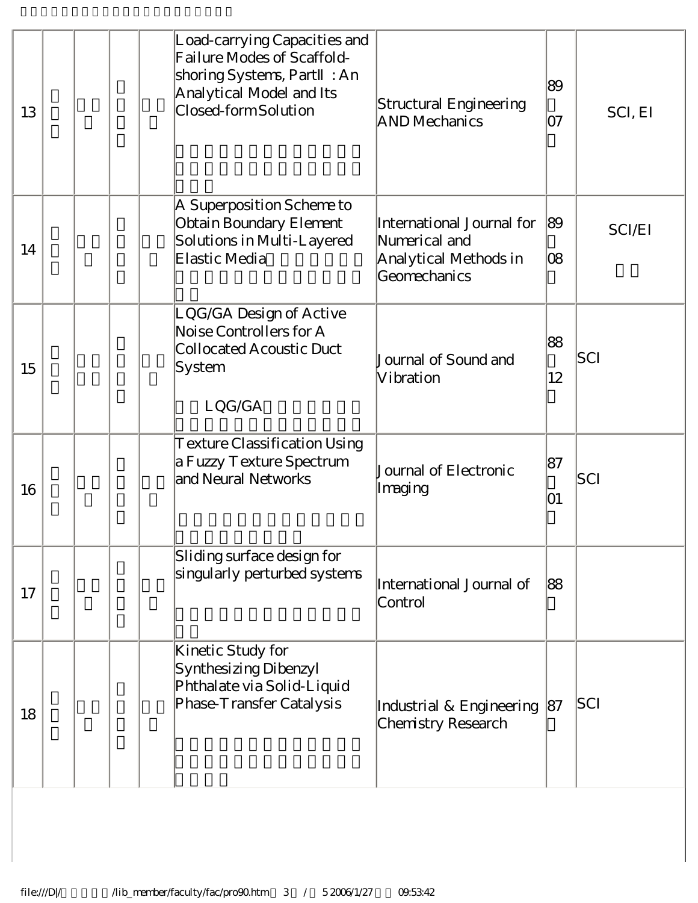| | | | | | | | |
|---|---|---|---|---|---|---|---|
| 13 | | | | | Load-carrying Capacities and Failure Modes of Scaffold-shoring Systems, PartII : An Analytical Model and Its Closed-form Solution | Structural Engineering AND Mechanics | 89 07 | SCI, EI |
| 14 | | | | | A Superposition Scheme to Obtain Boundary Element Solutions in Multi-Layered Elastic Media | International Journal for Numerical and Analytical Methods in Geomechanics | 89 08 | SCI/EI |
| 15 | | | | | LQG/GA Design of Active Noise Controllers for A Collocated Acoustic Duct System LQG/GA | Journal of Sound and Vibration | 88 12 | SCI |
| 16 | | | | | Texture Classification Using a Fuzzy Texture Spectrum and Neural Networks | Journal of Electronic Imaging | 87 01 | SCI |
| 17 | | | | | Sliding surface design for singularly perturbed systems | International Journal of Control | 88 | |
| 18 | | | | | Kinetic Study for Synthesizing Dibenzyl Phthalate via Solid-Liquid Phase-Transfer Catalysis | Industrial & Engineering Chemistry Research | 87 | SCI |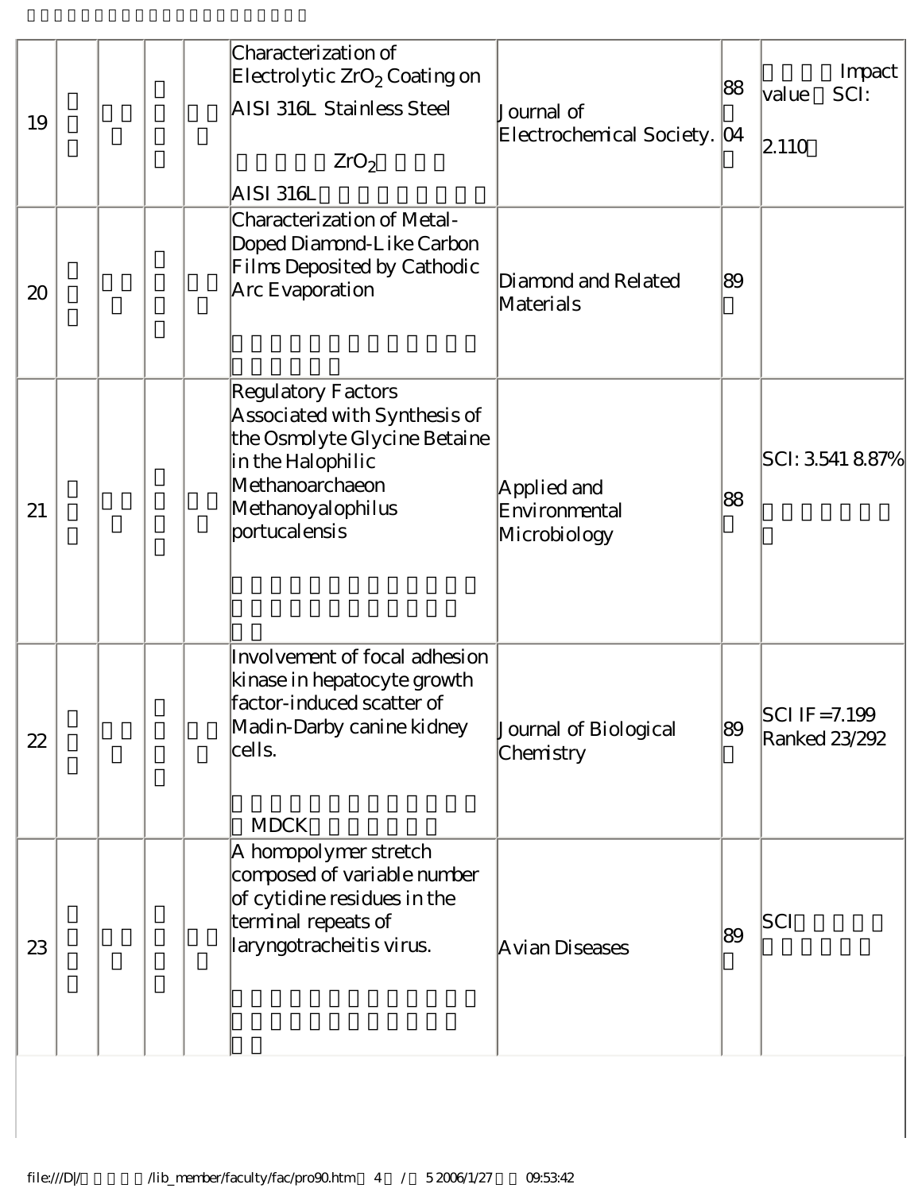| 19 | | | | | Characterization of Electrolytic $ZrO_2$ Coating on AISI 316L Stainless Steel<br><br>$ZrO_2$<br>AISI 316L | Journal of Electrochemical Society. | 88<br>04 | Impact value SCI:<br>2.110 |
|---|---|---|---|---|---|---|---|---|
| 20 | | | | | Characterization of Metal-Doped Diamond-Like Carbon Films Deposited by Cathodic Arc Evaporation | Diamond and Related Materials | 89 | |
| 21 | | | | | Regulatory Factors Associated with Synthesis of the Osmolyte Glycine Betaine in the Halophilic Methanoarchaeon Methanoyalophilus portucalensis | Applied and Environmental Microbiology | 88 | SCI: 3.541 8.87% |
| 22 | | | | | Involvement of focal adhesion kinase in hepatocyte growth factor-induced scatter of Madin-Darby canine kidney cells.<br><br>MDCK | Journal of Biological Chemistry | 89 | SCI IF=7.199 Ranked 23/292 |
| 23 | | | | | A homopolymer stretch composed of variable number of cytidine residues in the terminal repeats of laryngotracheitis virus. | Avian Diseases | 89 | SCI |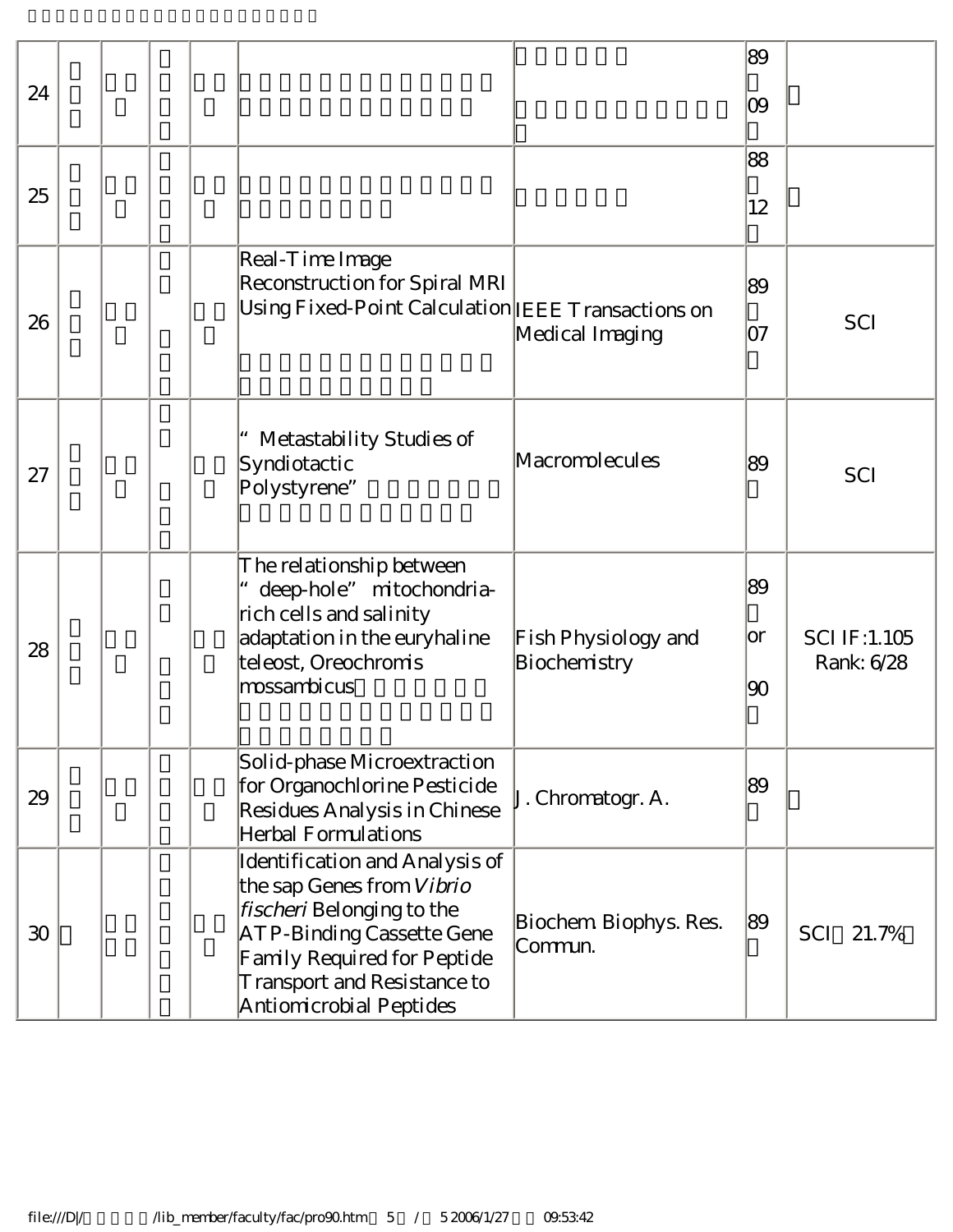| | | | | | | | | |
|---|---|---|---|---|---|---|---|---|
| 24 | | | | | | | 89 09 | |
| 25 | | | | | | | 88 12 | |
| 26 | | | | | Real-Time Image Reconstruction for Spiral MRI Using Fixed-Point Calculation | IEEE Transactions on Medical Imaging | 89 07 | SCI |
| 27 | | | | | “ Metastability Studies of Syndiotactic Polystyrene” | Macromolecules | 89 | SCI |
| 28 | | | | | The relationship between “ deep-hole” mitochondria-rich cells and salinity adaptation in the euryhaline teleost, Oreochromis mossambicus | Fish Physiology and Biochemistry | 89 or 90 | SCI IF:1.105 Rank: 6/28 |
| 29 | | | | | Solid-phase Microextraction for Organochlorine Pesticide Residues Analysis in Chinese Herbal Formulations | J. Chromatogr. A. | 89 | |
| 30 | | | | | Identification and Analysis of the sap Genes from *Vibrio fischeri* Belonging to the ATP-Binding Cassette Gene Family Required for Peptide Transport and Resistance to Antiomicrobial Peptides | Biochem. Biophys. Res. Commun. | 89 | SCI 21.7% |